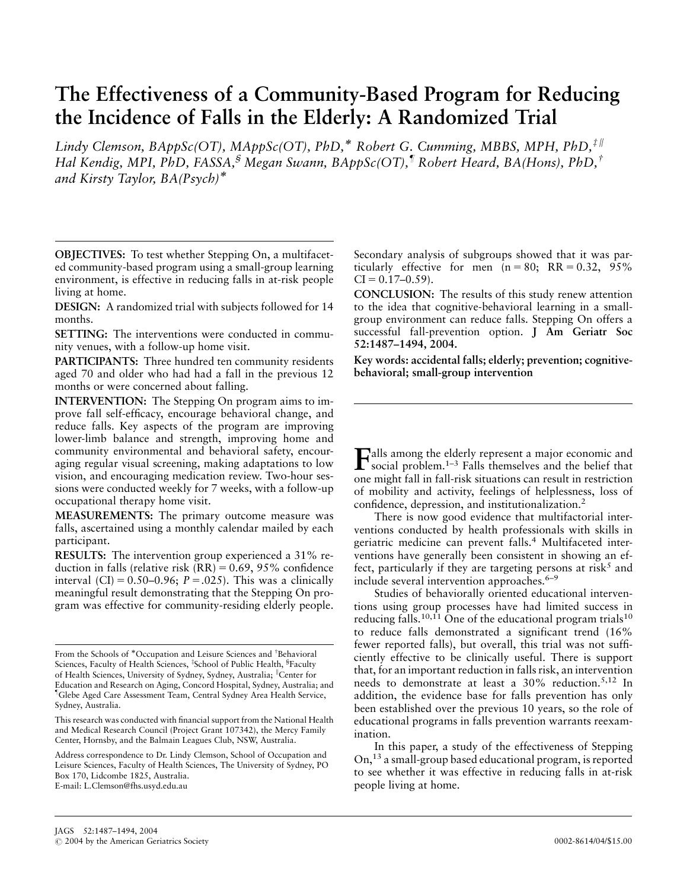# The Effectiveness of a Community-Based Program for Reducing the Incidence of Falls in the Elderly: A Randomized Trial

*Lindy Clemson, BAppSc(OT), MAppSc(OT), PhD,[*] Robert G. Cumming, MBBS, MPH, PhD,[‡‖] Hal Kendig, MPI, PhD, FASSA,[§] Megan Swann, BAppSc(OT),[¶] Robert Heard, BA(Hons), PhD,[†] and Kirsty Taylor, BA(Psych)[*]*

**OBJECTIVES:** To test whether Stepping On, a multifaceted community-based program using a small-group learning environment, is effective in reducing falls in at-risk people living at home.

**DESIGN:** A randomized trial with subjects followed for 14 months.

**SETTING:** The interventions were conducted in community venues, with a follow-up home visit.

**PARTICIPANTS:** Three hundred ten community residents aged 70 and older who had had a fall in the previous 12 months or were concerned about falling.

**INTERVENTION:** The Stepping On program aims to improve fall self-efficacy, encourage behavioral change, and reduce falls. Key aspects of the program are improving lower-limb balance and strength, improving home and community environmental and behavioral safety, encouraging regular visual screening, making adaptations to low vision, and encouraging medication review. Two-hour sessions were conducted weekly for 7 weeks, with a follow-up occupational therapy home visit.

**MEASUREMENTS:** The primary outcome measure was falls, ascertained using a monthly calendar mailed by each participant.

**RESULTS:** The intervention group experienced a 31% reduction in falls (relative risk (RR) = 0.69, 95% confidence interval (CI) = 0.50–0.96; $P = .025$). This was a clinically meaningful result demonstrating that the Stepping On program was effective for community-residing elderly people. Secondary analysis of subgroups showed that it was particularly effective for men (n = 80; RR = 0.32, 95% CI = 0.17–0.59).

**CONCLUSION:** The results of this study renew attention to the idea that cognitive-behavioral learning in a small-group environment can reduce falls. Stepping On offers a successful fall-prevention option. **J Am Geriatr Soc 52:1487–1494, 2004.**

**Key words: accidental falls; elderly; prevention; cognitive-behavioral; small-group intervention**

From the Schools of [*]Occupation and Leisure Sciences and [†]Behavioral Sciences, Faculty of Health Sciences, [‡]School of Public Health, [§]Faculty of Health Sciences, University of Sydney, Sydney, Australia; [‖]Center for Education and Research on Aging, Concord Hospital, Sydney, Australia; and [¶]Glebe Aged Care Assessment Team, Central Sydney Area Health Service, Sydney, Australia.

This research was conducted with financial support from the National Health and Medical Research Council (Project Grant 107342), the Mercy Family Center, Hornsby, and the Balmain Leagues Club, NSW, Australia.

Address correspondence to Dr. Lindy Clemson, School of Occupation and Leisure Sciences, Faculty of Health Sciences, The University of Sydney, PO Box 170, Lidcombe 1825, Australia.
E-mail: L.Clemson@fhs.usyd.edu.au

Falls among the elderly represent a major economic and social problem.[1–3] Falls themselves and the belief that one might fall in fall-risk situations can result in restriction of mobility and activity, feelings of helplessness, loss of confidence, depression, and institutionalization.[2]

There is now good evidence that multifactorial interventions conducted by health professionals with skills in geriatric medicine can prevent falls.[4] Multifaceted interventions have generally been consistent in showing an effect, particularly if they are targeting persons at risk[5] and include several intervention approaches.[6–9]

Studies of behaviorally oriented educational interventions using group processes have had limited success in reducing falls.[10,11] One of the educational program trials[10] to reduce falls demonstrated a significant trend (16% fewer reported falls), but overall, this trial was not sufficiently effective to be clinically useful. There is support that, for an important reduction in falls risk, an intervention needs to demonstrate at least a 30% reduction.[5,12] In addition, the evidence base for falls prevention has only been established over the previous 10 years, so the role of educational programs in falls prevention warrants reexamination.

In this paper, a study of the effectiveness of Stepping On,[13] a small-group based educational program, is reported to see whether it was effective in reducing falls in at-risk people living at home.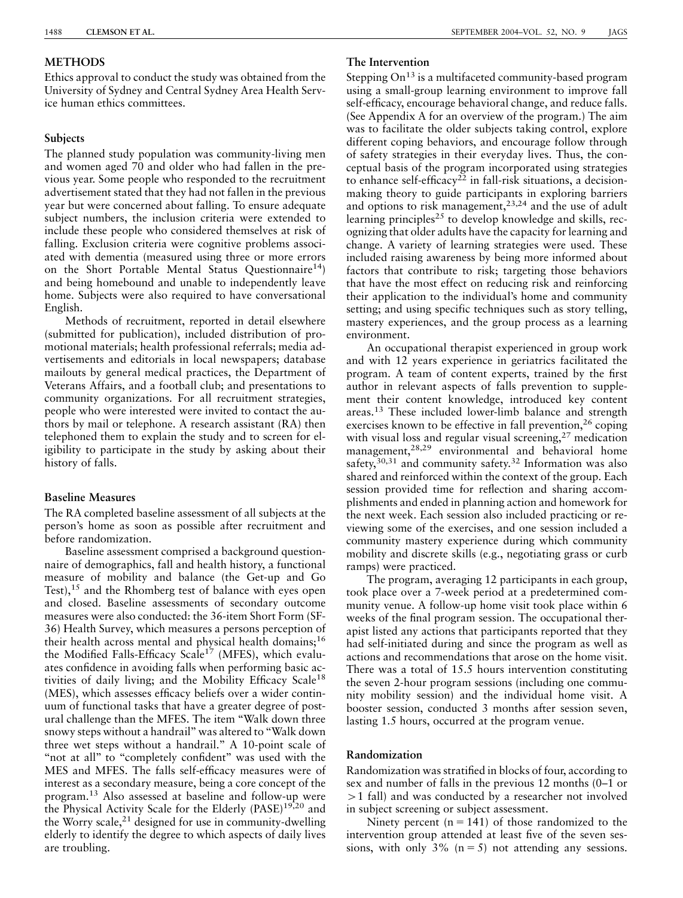## METHODS

Ethics approval to conduct the study was obtained from the University of Sydney and Central Sydney Area Health Service human ethics committees.

### Subjects

The planned study population was community-living men and women aged 70 and older who had fallen in the previous year. Some people who responded to the recruitment advertisement stated that they had not fallen in the previous year but were concerned about falling. To ensure adequate subject numbers, the inclusion criteria were extended to include these people who considered themselves at risk of falling. Exclusion criteria were cognitive problems associated with dementia (measured using three or more errors on the Short Portable Mental Status Questionnaire[14]) and being homebound and unable to independently leave home. Subjects were also required to have conversational English.

Methods of recruitment, reported in detail elsewhere (submitted for publication), included distribution of promotional materials; health professional referrals; media advertisements and editorials in local newspapers; database mailouts by general medical practices, the Department of Veterans Affairs, and a football club; and presentations to community organizations. For all recruitment strategies, people who were interested were invited to contact the authors by mail or telephone. A research assistant (RA) then telephoned them to explain the study and to screen for eligibility to participate in the study by asking about their history of falls.

### Baseline Measures

The RA completed baseline assessment of all subjects at the person's home as soon as possible after recruitment and before randomization.

Baseline assessment comprised a background questionnaire of demographics, fall and health history, a functional measure of mobility and balance (the Get-up and Go Test),[15] and the Rhomberg test of balance with eyes open and closed. Baseline assessments of secondary outcome measures were also conducted: the 36-item Short Form (SF-36) Health Survey, which measures a persons perception of their health across mental and physical health domains;[16] the Modified Falls-Efficacy Scale[17] (MFES), which evaluates confidence in avoiding falls when performing basic activities of daily living; and the Mobility Efficacy Scale[18] (MES), which assesses efficacy beliefs over a wider continuum of functional tasks that have a greater degree of postural challenge than the MFES. The item "Walk down three snowy steps without a handrail" was altered to "Walk down three wet steps without a handrail." A 10-point scale of "not at all" to "completely confident" was used with the MES and MFES. The falls self-efficacy measures were of interest as a secondary measure, being a core concept of the program.[13] Also assessed at baseline and follow-up were the Physical Activity Scale for the Elderly (PASE)[19,20] and the Worry scale,[21] designed for use in community-dwelling elderly to identify the degree to which aspects of daily lives are troubling.

### The Intervention

Stepping On[13] is a multifaceted community-based program using a small-group learning environment to improve fall self-efficacy, encourage behavioral change, and reduce falls. (See Appendix A for an overview of the program.) The aim was to facilitate the older subjects taking control, explore different coping behaviors, and encourage follow through of safety strategies in their everyday lives. Thus, the conceptual basis of the program incorporated using strategies to enhance self-efficacy[22] in fall-risk situations, a decision-making theory to guide participants in exploring barriers and options to risk management,[23,24] and the use of adult learning principles[25] to develop knowledge and skills, recognizing that older adults have the capacity for learning and change. A variety of learning strategies were used. These included raising awareness by being more informed about factors that contribute to risk; targeting those behaviors that have the most effect on reducing risk and reinforcing their application to the individual's home and community setting; and using specific techniques such as story telling, mastery experiences, and the group process as a learning environment.

An occupational therapist experienced in group work and with 12 years experience in geriatrics facilitated the program. A team of content experts, trained by the first author in relevant aspects of falls prevention to supplement their content knowledge, introduced key content areas.[13] These included lower-limb balance and strength exercises known to be effective in fall prevention,[26] coping with visual loss and regular visual screening,[27] medication management,[28,29] environmental and behavioral home safety,[30,31] and community safety.[32] Information was also shared and reinforced within the context of the group. Each session provided time for reflection and sharing accomplishments and ended in planning action and homework for the next week. Each session also included practicing or reviewing some of the exercises, and one session included a community mastery experience during which community mobility and discrete skills (e.g., negotiating grass or curb ramps) were practiced.

The program, averaging 12 participants in each group, took place over a 7-week period at a predetermined community venue. A follow-up home visit took place within 6 weeks of the final program session. The occupational therapist listed any actions that participants reported that they had self-initiated during and since the program as well as actions and recommendations that arose on the home visit. There was a total of 15.5 hours intervention constituting the seven 2-hour program sessions (including one community mobility session) and the individual home visit. A booster session, conducted 3 months after session seven, lasting 1.5 hours, occurred at the program venue.

### Randomization

Randomization was stratified in blocks of four, according to sex and number of falls in the previous 12 months (0–1 or >1 fall) and was conducted by a researcher not involved in subject screening or subject assessment.

Ninety percent (n = 141) of those randomized to the intervention group attended at least five of the seven sessions, with only 3% (n = 5) not attending any sessions.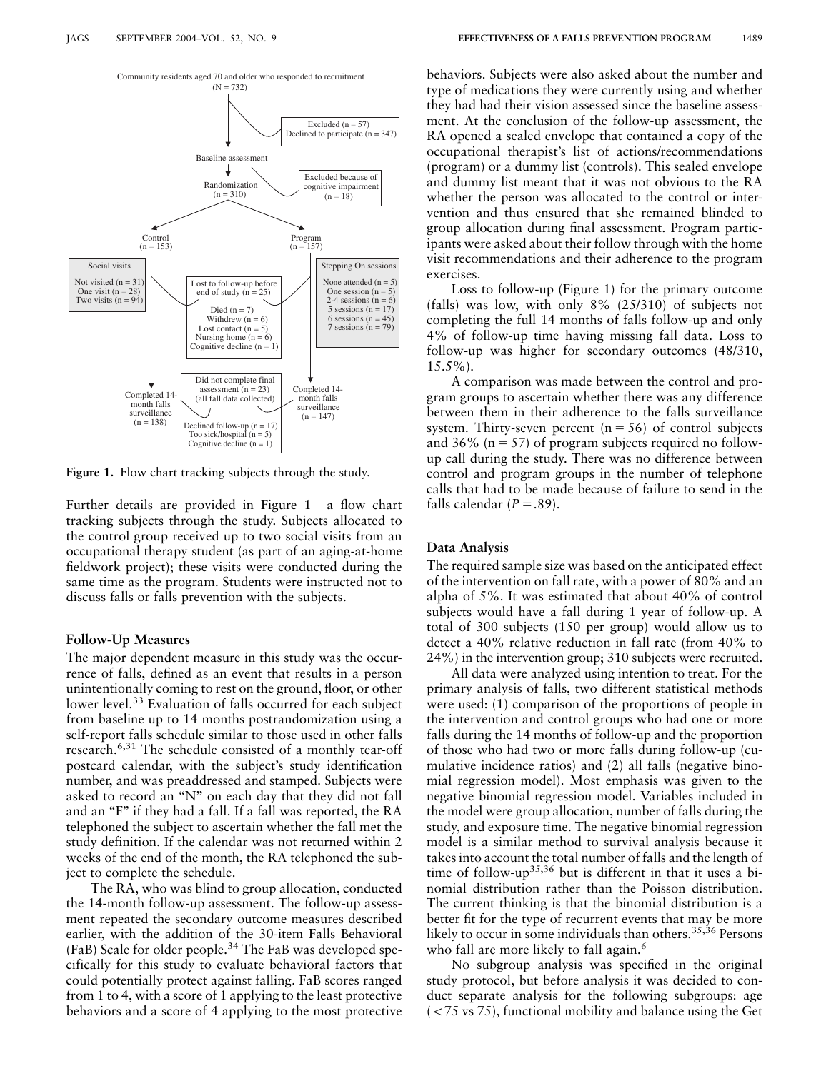Community residents aged 70 and older who responded to recruitment (N = 732)

Excluded (n = 57)
Declined to participate (n = 347)

Baseline assessment

Excluded because of cognitive impairment (n = 18)

Randomization (n = 310)

Control (n = 153)

Program (n = 157)

Social visits
Not visited (n = 31)
One visit (n = 28)
Two visits (n = 94)

Lost to follow-up before end of study (n = 25)
Died (n = 7)
Withdrew (n = 6)
Lost contact (n = 5)
Nursing home (n = 6)
Cognitive decline (n = 1)

Stepping On sessions
None attended (n = 5)
One session (n = 5)
2-4 sessions (n = 6)
5 sessions (n = 17)
6 sessions (n = 45)
7 sessions (n = 79)

Completed 14-month falls surveillance (n = 138)

Did not complete final assessment (n = 23) (all fall data collected)
Declined follow-up (n = 17)
Too sick/hospital (n = 5)
Cognitive decline (n = 1)

Completed 14-month falls surveillance (n = 147)

**Figure 1.** Flow chart tracking subjects through the study.

Further details are provided in Figure 1—a flow chart tracking subjects through the study. Subjects allocated to the control group received up to two social visits from an occupational therapy student (as part of an aging-at-home fieldwork project); these visits were conducted during the same time as the program. Students were instructed not to discuss falls or falls prevention with the subjects.

### Follow-Up Measures

The major dependent measure in this study was the occurrence of falls, defined as an event that results in a person unintentionally coming to rest on the ground, floor, or other lower level.[33] Evaluation of falls occurred for each subject from baseline up to 14 months postrandomization using a self-report falls schedule similar to those used in other falls research.[6,31] The schedule consisted of a monthly tear-off postcard calendar, with the subject's study identification number, and was preaddressed and stamped. Subjects were asked to record an "N" on each day that they did not fall and an "F" if they had a fall. If a fall was reported, the RA telephoned the subject to ascertain whether the fall met the study definition. If the calendar was not returned within 2 weeks of the end of the month, the RA telephoned the subject to complete the schedule.

The RA, who was blind to group allocation, conducted the 14-month follow-up assessment. The follow-up assessment repeated the secondary outcome measures described earlier, with the addition of the 30-item Falls Behavioral (FaB) Scale for older people.[34] The FaB was developed specifically for this study to evaluate behavioral factors that could potentially protect against falling. FaB scores ranged from 1 to 4, with a score of 1 applying to the least protective behaviors and a score of 4 applying to the most protective behaviors. Subjects were also asked about the number and type of medications they were currently using and whether they had had their vision assessed since the baseline assessment. At the conclusion of the follow-up assessment, the RA opened a sealed envelope that contained a copy of the occupational therapist's list of actions/recommendations (program) or a dummy list (controls). This sealed envelope and dummy list meant that it was not obvious to the RA whether the person was allocated to the control or intervention and thus ensured that she remained blinded to group allocation during final assessment. Program participants were asked about their follow through with the home visit recommendations and their adherence to the program exercises.

Loss to follow-up (Figure 1) for the primary outcome (falls) was low, with only 8% (25/310) of subjects not completing the full 14 months of falls follow-up and only 4% of follow-up time having missing fall data. Loss to follow-up was higher for secondary outcomes (48/310, 15.5%).

A comparison was made between the control and program groups to ascertain whether there was any difference between them in their adherence to the falls surveillance system. Thirty-seven percent ($n = 56$) of control subjects and 36% ($n = 57$) of program subjects required no follow-up call during the study. There was no difference between control and program groups in the number of telephone calls that had to be made because of failure to send in the falls calendar ($P = .89$).

### Data Analysis

The required sample size was based on the anticipated effect of the intervention on fall rate, with a power of 80% and an alpha of 5%. It was estimated that about 40% of control subjects would have a fall during 1 year of follow-up. A total of 300 subjects (150 per group) would allow us to detect a 40% relative reduction in fall rate (from 40% to 24%) in the intervention group; 310 subjects were recruited.

All data were analyzed using intention to treat. For the primary analysis of falls, two different statistical methods were used: (1) comparison of the proportions of people in the intervention and control groups who had one or more falls during the 14 months of follow-up and the proportion of those who had two or more falls during follow-up (cumulative incidence ratios) and (2) all falls (negative binomial regression model). Most emphasis was given to the negative binomial regression model. Variables included in the model were group allocation, number of falls during the study, and exposure time. The negative binomial regression model is a similar method to survival analysis because it takes into account the total number of falls and the length of time of follow-up[35,36] but is different in that it uses a binomial distribution rather than the Poisson distribution. The current thinking is that the binomial distribution is a better fit for the type of recurrent events that may be more likely to occur in some individuals than others.[35,36] Persons who fall are more likely to fall again.[6]

No subgroup analysis was specified in the original study protocol, but before analysis it was decided to conduct separate analysis for the following subgroups: age (<75 vs 75), functional mobility and balance using the Get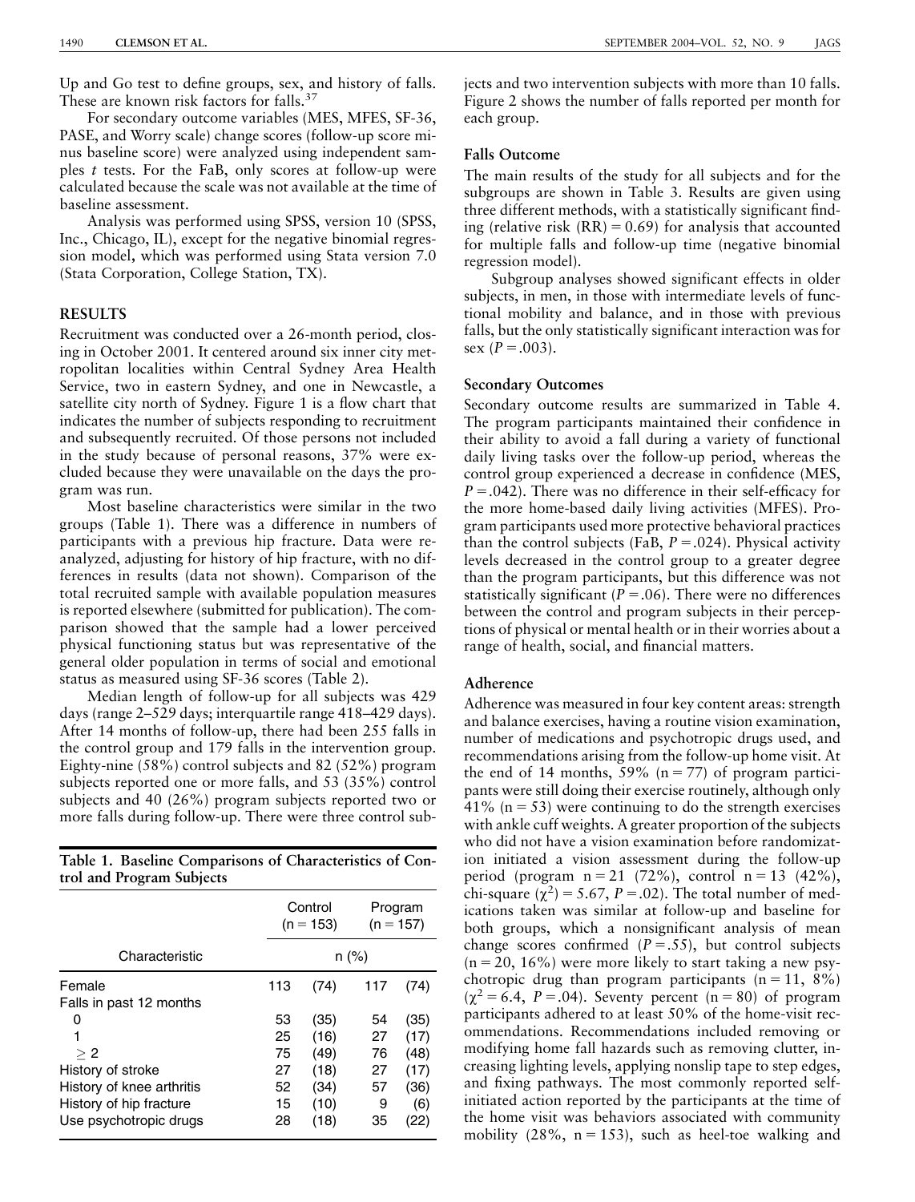Up and Go test to define groups, sex, and history of falls. These are known risk factors for falls.[37]

For secondary outcome variables (MES, MFES, SF-36, PASE, and Worry scale) change scores (follow-up score minus baseline score) were analyzed using independent samples *t* tests. For the FaB, only scores at follow-up were calculated because the scale was not available at the time of baseline assessment.

Analysis was performed using SPSS, version 10 (SPSS, Inc., Chicago, IL), except for the negative binomial regression model, which was performed using Stata version 7.0 (Stata Corporation, College Station, TX).

## RESULTS

Recruitment was conducted over a 26-month period, closing in October 2001. It centered around six inner city metropolitan localities within Central Sydney Area Health Service, two in eastern Sydney, and one in Newcastle, a satellite city north of Sydney. Figure 1 is a flow chart that indicates the number of subjects responding to recruitment and subsequently recruited. Of those persons not included in the study because of personal reasons, 37% were excluded because they were unavailable on the days the program was run.

Most baseline characteristics were similar in the two groups (Table 1). There was a difference in numbers of participants with a previous hip fracture. Data were reanalyzed, adjusting for history of hip fracture, with no differences in results (data not shown). Comparison of the total recruited sample with available population measures is reported elsewhere (submitted for publication). The comparison showed that the sample had a lower perceived physical functioning status but was representative of the general older population in terms of social and emotional status as measured using SF-36 scores (Table 2).

Median length of follow-up for all subjects was 429 days (range 2–529 days; interquartile range 418–429 days). After 14 months of follow-up, there had been 255 falls in the control group and 179 falls in the intervention group. Eighty-nine (58%) control subjects and 82 (52%) program subjects reported one or more falls, and 53 (35%) control subjects and 40 (26%) program subjects reported two or more falls during follow-up. There were three control subjects and two intervention subjects with more than 10 falls. Figure 2 shows the number of falls reported per month for each group.

**Table 1. Baseline Comparisons of Characteristics of Control and Program Subjects**

| | Control (n = 153) | | Program (n = 157) | |
|---|---|---|---|---|
| Characteristic | n (%) | | | |
| Female | 113 | (74) | 117 | (74) |
| Falls in past 12 months | | | | |
| 0 | 53 | (35) | 54 | (35) |
| 1 | 25 | (16) | 27 | (17) |
| ≥ 2 | 75 | (49) | 76 | (48) |
| History of stroke | 27 | (18) | 27 | (17) |
| History of knee arthritis | 52 | (34) | 57 | (36) |
| History of hip fracture | 15 | (10) | 9 | (6) |
| Use psychotropic drugs | 28 | (18) | 35 | (22) |

### Falls Outcome

The main results of the study for all subjects and for the subgroups are shown in Table 3. Results are given using three different methods, with a statistically significant finding (relative risk (RR) = 0.69) for analysis that accounted for multiple falls and follow-up time (negative binomial regression model).

Subgroup analyses showed significant effects in older subjects, in men, in those with intermediate levels of functional mobility and balance, and in those with previous falls, but the only statistically significant interaction was for sex ($P = .003$).

### Secondary Outcomes

Secondary outcome results are summarized in Table 4. The program participants maintained their confidence in their ability to avoid a fall during a variety of functional daily living tasks over the follow-up period, whereas the control group experienced a decrease in confidence (MES, $P = .042$). There was no difference in their self-efficacy for the more home-based daily living activities (MFES). Program participants used more protective behavioral practices than the control subjects (FaB, $P = .024$). Physical activity levels decreased in the control group to a greater degree than the program participants, but this difference was not statistically significant ($P = .06$). There were no differences between the control and program subjects in their perceptions of physical or mental health or in their worries about a range of health, social, and financial matters.

### Adherence

Adherence was measured in four key content areas: strength and balance exercises, having a routine vision examination, number of medications and psychotropic drugs used, and recommendations arising from the follow-up home visit. At the end of 14 months, 59% (n = 77) of program participants were still doing their exercise routinely, although only 41% (n = 53) were continuing to do the strength exercises with ankle cuff weights. A greater proportion of the subjects who did not have a vision examination before randomization initiated a vision assessment during the follow-up period (program n = 21 (72%), control n = 13 (42%), chi-square ($\chi^2$) = 5.67, $P = .02$). The total number of medications taken was similar at follow-up and baseline for both groups, which a nonsignificant analysis of mean change scores confirmed ($P = .55$), but control subjects (n = 20, 16%) were more likely to start taking a new psychotropic drug than program participants (n = 11, 8%) ($\chi^2 = 6.4$, $P = .04$). Seventy percent (n = 80) of program participants adhered to at least 50% of the home-visit recommendations. Recommendations included removing or modifying home fall hazards such as removing clutter, increasing lighting levels, applying nonslip tape to step edges, and fixing pathways. The most commonly reported self-initiated action reported by the participants at the time of the home visit was behaviors associated with community mobility (28%, n = 153), such as heel-toe walking and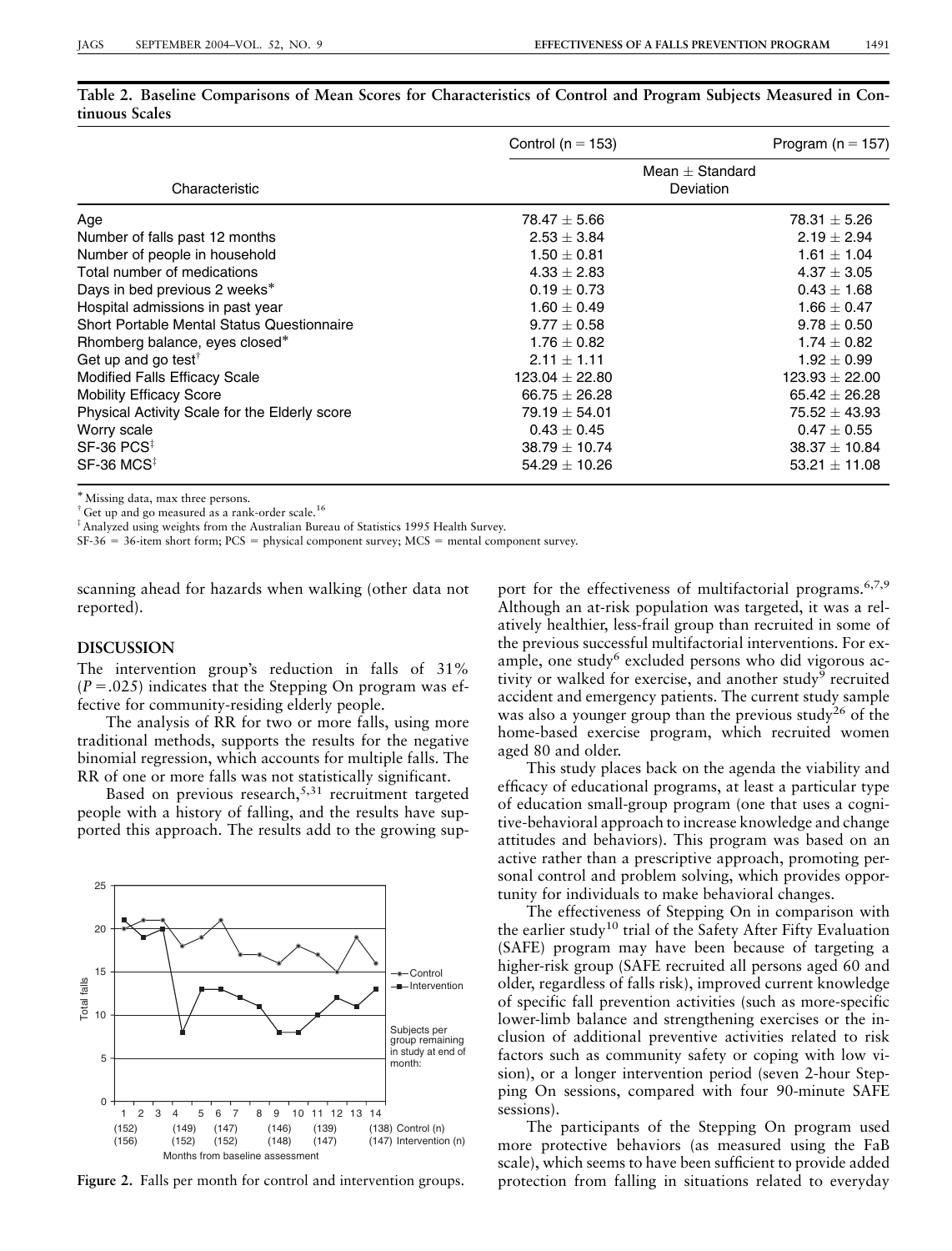**Table 2. Baseline Comparisons of Mean Scores for Characteristics of Control and Program Subjects Measured in Continuous Scales**

| Characteristic | Control (n = 153) | Program (n = 157) |
|---|---|---|
| | Mean ± Standard Deviation | |
| Age | 78.47 ± 5.66 | 78.31 ± 5.26 |
| Number of falls past 12 months | 2.53 ± 3.84 | 2.19 ± 2.94 |
| Number of people in household | 1.50 ± 0.81 | 1.61 ± 1.04 |
| Total number of medications | 4.33 ± 2.83 | 4.37 ± 3.05 |
| Days in bed previous 2 weeks* | 0.19 ± 0.73 | 0.43 ± 1.68 |
| Hospital admissions in past year | 1.60 ± 0.49 | 1.66 ± 0.47 |
| Short Portable Mental Status Questionnaire | 9.77 ± 0.58 | 9.78 ± 0.50 |
| Rhomberg balance, eyes closed* | 1.76 ± 0.82 | 1.74 ± 0.82 |
| Get up and go test† | 2.11 ± 1.11 | 1.92 ± 0.99 |
| Modified Falls Efficacy Scale | 123.04 ± 22.80 | 123.93 ± 22.00 |
| Mobility Efficacy Score | 66.75 ± 26.28 | 65.42 ± 26.28 |
| Physical Activity Scale for the Elderly score | 79.19 ± 54.01 | 75.52 ± 43.93 |
| Worry scale | 0.43 ± 0.45 | 0.47 ± 0.55 |
| SF-36 PCS‡ | 38.79 ± 10.74 | 38.37 ± 10.84 |
| SF-36 MCS‡ | 54.29 ± 10.26 | 53.21 ± 11.08 |

* Missing data, max three persons.
† Get up and go measured as a rank-order scale.[16]
‡ Analyzed using weights from the Australian Bureau of Statistics 1995 Health Survey.
SF-36 = 36-item short form; PCS = physical component survey; MCS = mental component survey.

scanning ahead for hazards when walking (other data not reported).

## DISCUSSION

The intervention group's reduction in falls of 31% ($P = .025$) indicates that the Stepping On program was effective for community-residing elderly people.

The analysis of RR for two or more falls, using more traditional methods, supports the results for the negative binomial regression, which accounts for multiple falls. The RR of one or more falls was not statistically significant.

Based on previous research,[5,31] recruitment targeted people with a history of falling, and the results have supported this approach. The results add to the growing support for the effectiveness of multifactorial programs.[6,7,9] Although an at-risk population was targeted, it was a relatively healthier, less-frail group than recruited in some of the previous successful multifactorial interventions. For example, one study[6] excluded persons who did vigorous activity or walked for exercise, and another study[9] recruited accident and emergency patients. The current study sample was also a younger group than the previous study[26] of the home-based exercise program, which recruited women aged 80 and older.

This study places back on the agenda the viability and efficacy of educational programs, at least a particular type of education small-group program (one that uses a cognitive-behavioral approach to increase knowledge and change attitudes and behaviors). This program was based on an active rather than a prescriptive approach, promoting personal control and problem solving, which provides opportunity for individuals to make behavioral changes.

The effectiveness of Stepping On in comparison with the earlier study[10] trial of the Safety After Fifty Evaluation (SAFE) program may have been because of targeting a higher-risk group (SAFE recruited all persons aged 60 and older, regardless of falls risk), improved current knowledge of specific fall prevention activities (such as more-specific lower-limb balance and strengthening exercises or the inclusion of additional preventive activities related to risk factors such as community safety or coping with low vision), or a longer intervention period (seven 2-hour Stepping On sessions, compared with four 90-minute SAFE sessions).

The participants of the Stepping On program used more protective behaviors (as measured using the FaB scale), which seems to have been sufficient to provide added protection from falling in situations related to everyday

**Figure 2.** Falls per month for control and intervention groups.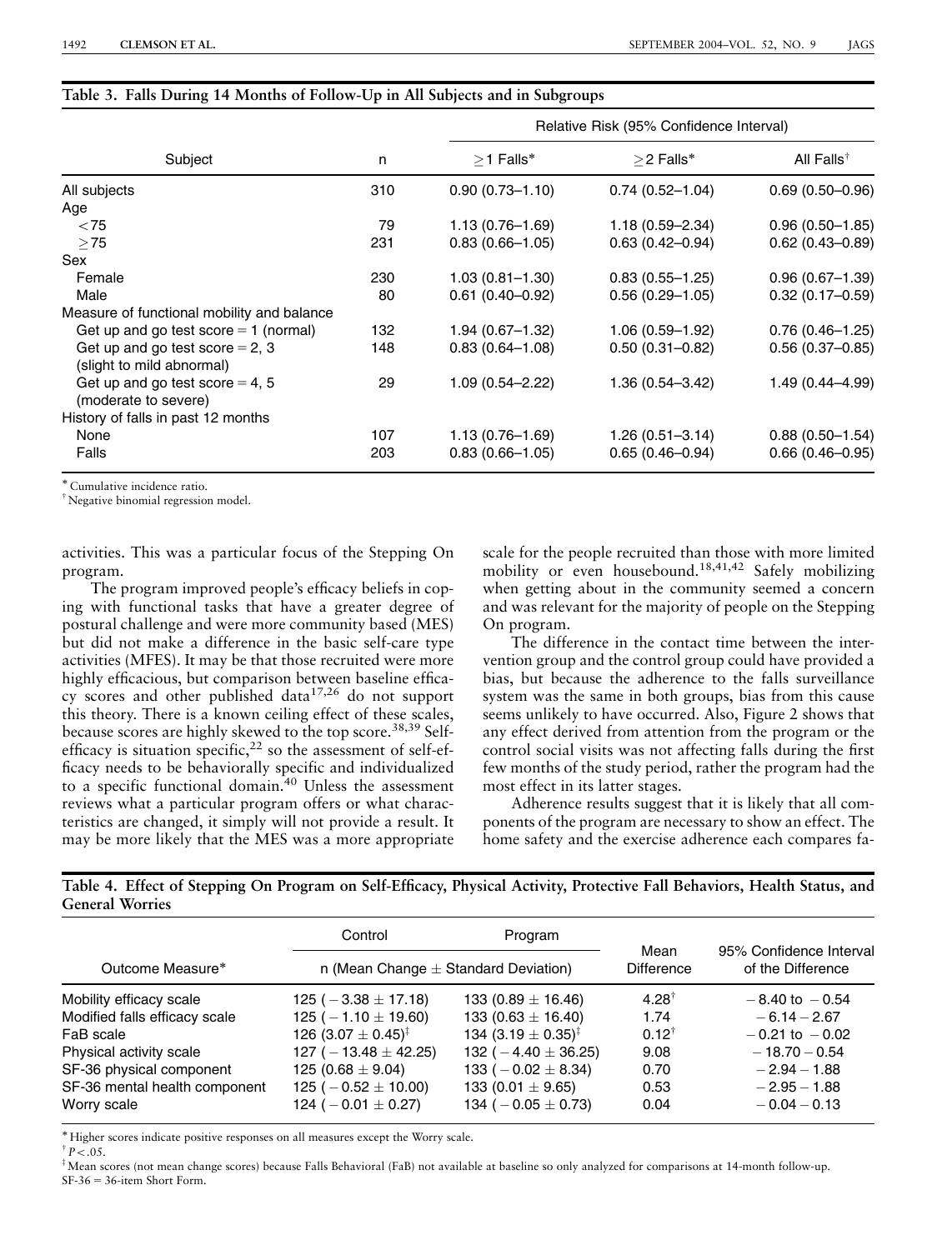**Table 3. Falls During 14 Months of Follow-Up in All Subjects and in Subgroups**

| Subject | n | Relative Risk (95% Confidence Interval) | | |
|---|---|---|---|---|
| | | ≥1 Falls* | ≥2 Falls* | All Falls† |
| All subjects | 310 | 0.90 (0.73–1.10) | 0.74 (0.52–1.04) | 0.69 (0.50–0.96) |
| Age | | | | |
| <75 | 79 | 1.13 (0.76–1.69) | 1.18 (0.59–2.34) | 0.96 (0.50–1.85) |
| ≥75 | 231 | 0.83 (0.66–1.05) | 0.63 (0.42–0.94) | 0.62 (0.43–0.89) |
| Sex | | | | |
| Female | 230 | 1.03 (0.81–1.30) | 0.83 (0.55–1.25) | 0.96 (0.67–1.39) |
| Male | 80 | 0.61 (0.40–0.92) | 0.56 (0.29–1.05) | 0.32 (0.17–0.59) |
| Measure of functional mobility and balance | | | | |
| Get up and go test score = 1 (normal) | 132 | 1.94 (0.67–1.32) | 1.06 (0.59–1.92) | 0.76 (0.46–1.25) |
| Get up and go test score = 2, 3 (slight to mild abnormal) | 148 | 0.83 (0.64–1.08) | 0.50 (0.31–0.82) | 0.56 (0.37–0.85) |
| Get up and go test score = 4, 5 (moderate to severe) | 29 | 1.09 (0.54–2.22) | 1.36 (0.54–3.42) | 1.49 (0.44–4.99) |
| History of falls in past 12 months | | | | |
| None | 107 | 1.13 (0.76–1.69) | 1.26 (0.51–3.14) | 0.88 (0.50–1.54) |
| Falls | 203 | 0.83 (0.66–1.05) | 0.65 (0.46–0.94) | 0.66 (0.46–0.95) |

* Cumulative incidence ratio.
† Negative binomial regression model.

activities. This was a particular focus of the Stepping On program.

The program improved people's efficacy beliefs in coping with functional tasks that have a greater degree of postural challenge and were more community based (MES) but did not make a difference in the basic self-care type activities (MFES). It may be that those recruited were more highly efficacious, but comparison between baseline efficacy scores and other published data[17,26] do not support this theory. There is a known ceiling effect of these scales, because scores are highly skewed to the top score.[38,39] Self-efficacy is situation specific,[22] so the assessment of self-efficacy needs to be behaviorally specific and individualized to a specific functional domain.[40] Unless the assessment reviews what a particular program offers or what characteristics are changed, it simply will not provide a result. It may be more likely that the MES was a more appropriate scale for the people recruited than those with more limited mobility or even housebound.[18,41,42] Safely mobilizing when getting about in the community seemed a concern and was relevant for the majority of people on the Stepping On program.

The difference in the contact time between the intervention group and the control group could have provided a bias, but because the adherence to the falls surveillance system was the same in both groups, bias from this cause seems unlikely to have occurred. Also, Figure 2 shows that any effect derived from attention from the program or the control social visits was not affecting falls during the first few months of the study period, rather the program had the most effect in its latter stages.

Adherence results suggest that it is likely that all components of the program are necessary to show an effect. The home safety and the exercise adherence each compares fa-

**Table 4. Effect of Stepping On Program on Self-Efficacy, Physical Activity, Protective Fall Behaviors, Health Status, and General Worries**

| Outcome Measure* | Control | Program | Mean Difference | 95% Confidence Interval of the Difference |
|---|---|---|---|---|
| | n (Mean Change ± Standard Deviation) | | | |
| Mobility efficacy scale | 125 (−3.38 ± 17.18) | 133 (0.89 ± 16.46) | 4.28† | −8.40 to −0.54 |
| Modified falls efficacy scale | 125 (−1.10 ± 19.60) | 133 (0.63 ± 16.40) | 1.74 | −6.14 – 2.67 |
| FaB scale | 126 (3.07 ± 0.45)‡ | 134 (3.19 ± 0.35)‡ | 0.12† | −0.21 to −0.02 |
| Physical activity scale | 127 (−13.48 ± 42.25) | 132 (−4.40 ± 36.25) | 9.08 | −18.70 – 0.54 |
| SF-36 physical component | 125 (0.68 ± 9.04) | 133 (−0.02 ± 8.34) | 0.70 | −2.94 – 1.88 |
| SF-36 mental health component | 125 (−0.52 ± 10.00) | 133 (0.01 ± 9.65) | 0.53 | −2.95 – 1.88 |
| Worry scale | 124 (−0.01 ± 0.27) | 134 (−0.05 ± 0.73) | 0.04 | −0.04 – 0.13 |

* Higher scores indicate positive responses on all measures except the Worry scale.
† $P < .05$.
‡ Mean scores (not mean change scores) because Falls Behavioral (FaB) not available at baseline so only analyzed for comparisons at 14-month follow-up.
SF-36 = 36-item Short Form.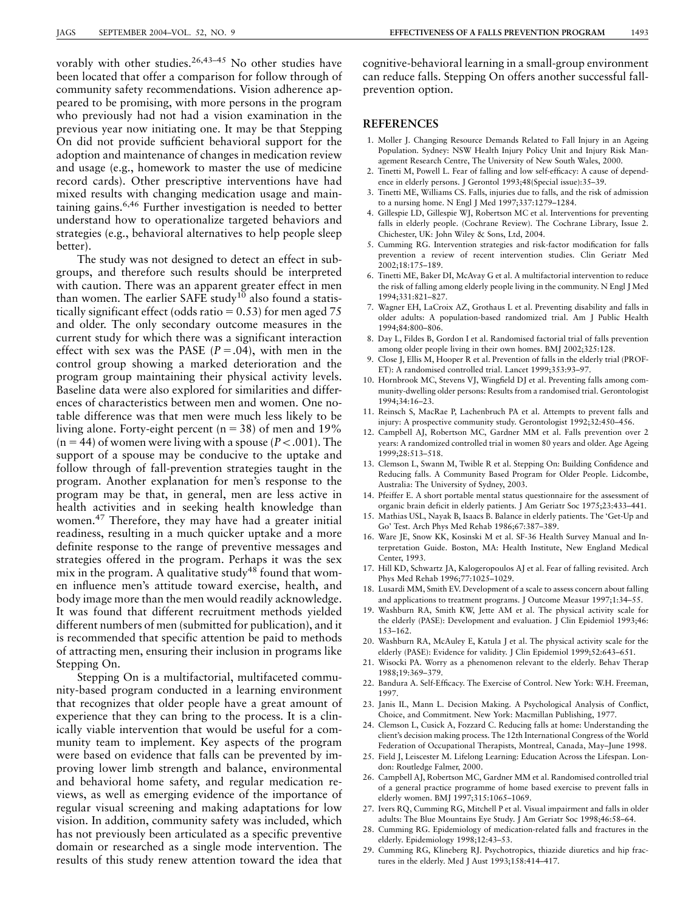vorably with other studies.[26,43–45] No other studies have been located that offer a comparison for follow through of community safety recommendations. Vision adherence appeared to be promising, with more persons in the program who previously had not had a vision examination in the previous year now initiating one. It may be that Stepping On did not provide sufficient behavioral support for the adoption and maintenance of changes in medication review and usage (e.g., homework to master the use of medicine record cards). Other prescriptive interventions have had mixed results with changing medication usage and maintaining gains.[6,46] Further investigation is needed to better understand how to operationalize targeted behaviors and strategies (e.g., behavioral alternatives to help people sleep better).

The study was not designed to detect an effect in subgroups, and therefore such results should be interpreted with caution. There was an apparent greater effect in men than women. The earlier SAFE study[10] also found a statistically significant effect (odds ratio = 0.53) for men aged 75 and older. The only secondary outcome measures in the current study for which there was a significant interaction effect with sex was the PASE ($P = .04$), with men in the control group showing a marked deterioration and the program group maintaining their physical activity levels. Baseline data were also explored for similarities and differences of characteristics between men and women. One notable difference was that men were much less likely to be living alone. Forty-eight percent (n = 38) of men and 19% (n = 44) of women were living with a spouse ($P < .001$). The support of a spouse may be conducive to the uptake and follow through of fall-prevention strategies taught in the program. Another explanation for men's response to the program may be that, in general, men are less active in health activities and in seeking health knowledge than women.[47] Therefore, they may have had a greater initial readiness, resulting in a much quicker uptake and a more definite response to the range of preventive messages and strategies offered in the program. Perhaps it was the sex mix in the program. A qualitative study[48] found that women influence men's attitude toward exercise, health, and body image more than the men would readily acknowledge. It was found that different recruitment methods yielded different numbers of men (submitted for publication), and it is recommended that specific attention be paid to methods of attracting men, ensuring their inclusion in programs like Stepping On.

Stepping On is a multifactorial, multifaceted community-based program conducted in a learning environment that recognizes that older people have a great amount of experience that they can bring to the process. It is a clinically viable intervention that would be useful for a community team to implement. Key aspects of the program were based on evidence that falls can be prevented by improving lower limb strength and balance, environmental and behavioral home safety, and regular medication reviews, as well as emerging evidence of the importance of regular visual screening and making adaptations for low vision. In addition, community safety was included, which has not previously been articulated as a specific preventive domain or researched as a single mode intervention. The results of this study renew attention toward the idea that cognitive-behavioral learning in a small-group environment can reduce falls. Stepping On offers another successful fall-prevention option.

## REFERENCES

1. Moller J. Changing Resource Demands Related to Fall Injury in an Ageing Population. Sydney: NSW Health Injury Policy Unit and Injury Risk Management Research Centre, The University of New South Wales, 2000.
2. Tinetti M, Powell L. Fear of falling and low self-efficacy: A cause of dependence in elderly persons. J Gerontol 1993;48(Special issue):35–39.
3. Tinetti ME, Williams CS. Falls, injuries due to falls, and the risk of admission to a nursing home. N Engl J Med 1997;337:1279–1284.
4. Gillespie LD, Gillespie WJ, Robertson MC et al. Interventions for preventing falls in elderly people. (Cochrane Review). The Cochrane Library, Issue 2. Chichester, UK: John Wiley & Sons, Ltd, 2004.
5. Cumming RG. Intervention strategies and risk-factor modification for falls prevention a review of recent intervention studies. Clin Geriatr Med 2002;18:175–189.
6. Tinetti ME, Baker DI, McAvay G et al. A multifactorial intervention to reduce the risk of falling among elderly people living in the community. N Engl J Med 1994;331:821–827.
7. Wagner EH, LaCroix AZ, Grothaus L et al. Preventing disability and falls in older adults: A population-based randomized trial. Am J Public Health 1994;84:800–806.
8. Day L, Fildes B, Gordon I et al. Randomised factorial trial of falls prevention among older people living in their own homes. BMJ 2002;325:128.
9. Close J, Ellis M, Hooper R et al. Prevention of falls in the elderly trial (PROFET): A randomised controlled trial. Lancet 1999;353:93–97.
10. Hornbrook MC, Stevens VJ, Wingfield DJ et al. Preventing falls among community-dwelling older persons: Results from a randomised trial. Gerontologist 1994;34:16–23.
11. Reinsch S, MacRae P, Lachenbruch PA et al. Attempts to prevent falls and injury: A prospective community study. Gerontologist 1992;32:450–456.
12. Campbell AJ, Robertson MC, Gardner MM et al. Falls prevention over 2 years: A randomized controlled trial in women 80 years and older. Age Ageing 1999;28:513–518.
13. Clemson L, Swann M, Twible R et al. Stepping On: Building Confidence and Reducing falls. A Community Based Program for Older People. Lidcombe, Australia: The University of Sydney, 2003.
14. Pfeiffer E. A short portable mental status questionnaire for the assessment of organic brain deficit in elderly patients. J Am Geriatr Soc 1975;23:433–441.
15. Mathias USL, Nayak B, Isaacs B. Balance in elderly patients. The 'Get-Up and Go' Test. Arch Phys Med Rehab 1986;67:387–389.
16. Ware JE, Snow KK, Kosinski M et al. SF-36 Health Survey Manual and Interpretation Guide. Boston, MA: Health Institute, New England Medical Center, 1993.
17. Hill KD, Schwartz JA, Kalogeropoulos AJ et al. Fear of falling revisited. Arch Phys Med Rehab 1996;77:1025–1029.
18. Lusardi MM, Smith EV. Development of a scale to assess concern about falling and applications to treatment programs. J Outcome Measur 1997;1:34–55.
19. Washburn RA, Smith KW, Jette AM et al. The physical activity scale for the elderly (PASE): Development and evaluation. J Clin Epidemiol 1993;46:153–162.
20. Washburn RA, McAuley E, Katula J et al. The physical activity scale for the elderly (PASE): Evidence for validity. J Clin Epidemiol 1999;52:643–651.
21. Wisocki PA. Worry as a phenomenon relevant to the elderly. Behav Therap 1988;19:369–379.
22. Bandura A. Self-Efficacy. The Exercise of Control. New York: W.H. Freeman, 1997.
23. Janis IL, Mann L. Decision Making. A Psychological Analysis of Conflict, Choice, and Commitment. New York: Macmillan Publishing, 1977.
24. Clemson L, Cusick A, Fozzard C. Reducing falls at home: Understanding the client's decision making process. The 12th International Congress of the World Federation of Occupational Therapists, Montreal, Canada, May–June 1998.
25. Field J, Leiscester M. Lifelong Learning: Education Across the Lifespan. London: Routledge Falmer, 2000.
26. Campbell AJ, Robertson MC, Gardner MM et al. Randomised controlled trial of a general practice programme of home based exercise to prevent falls in elderly women. BMJ 1997;315:1065–1069.
27. Ivers RQ, Cumming RG, Mitchell P et al. Visual impairment and falls in older adults: The Blue Mountains Eye Study. J Am Geriatr Soc 1998;46:58–64.
28. Cumming RG. Epidemiology of medication-related falls and fractures in the elderly. Epidemiology 1998;12:43–53.
29. Cumming RG, Klineberg RJ. Psychotropics, thiazide diuretics and hip fractures in the elderly. Med J Aust 1993;158:414–417.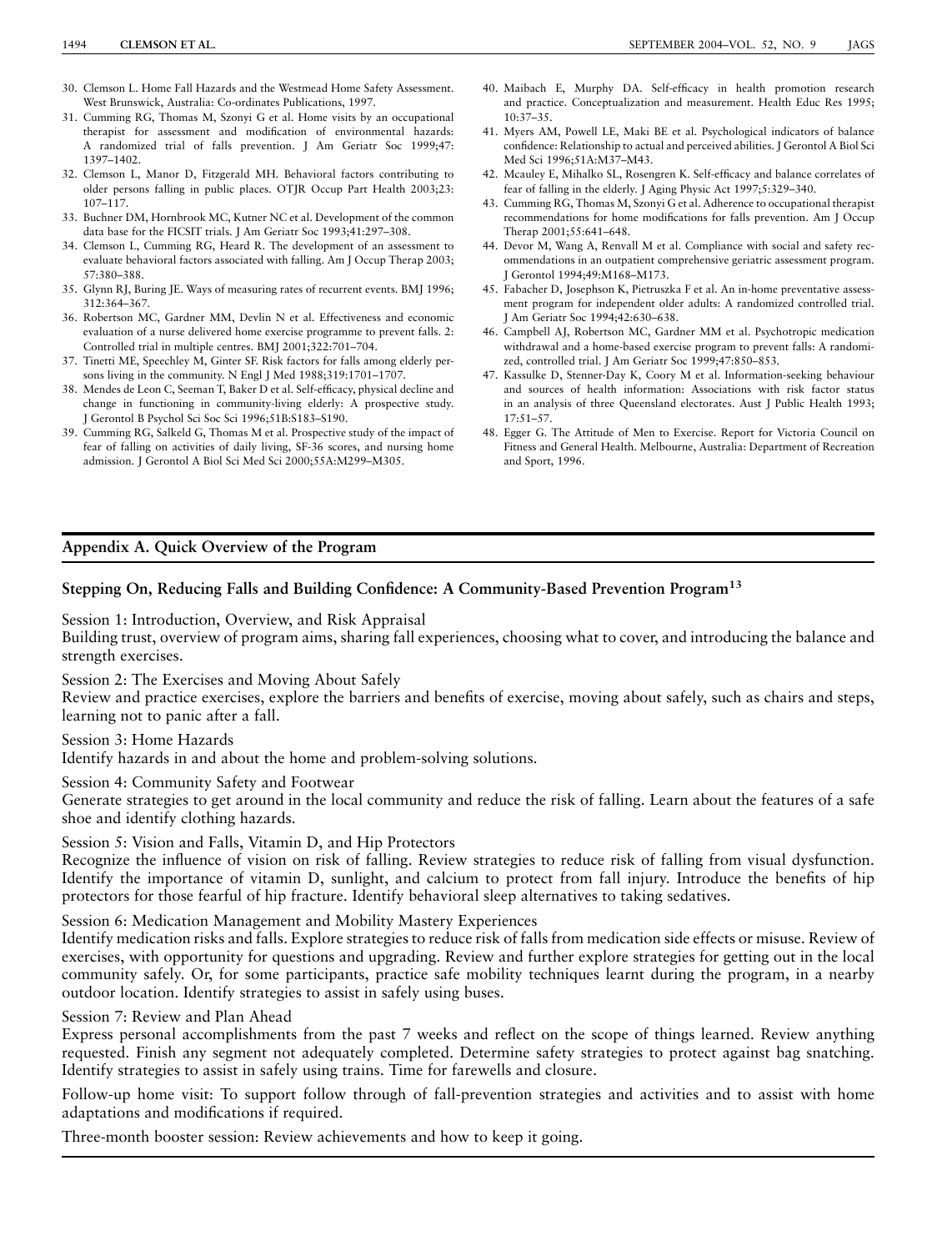30. Clemson L. Home Fall Hazards and the Westmead Home Safety Assessment. West Brunswick, Australia: Co-ordinates Publications, 1997.
31. Cumming RG, Thomas M, Szonyi G et al. Home visits by an occupational therapist for assessment and modification of environmental hazards: A randomized trial of falls prevention. J Am Geriatr Soc 1999;47:1397–1402.
32. Clemson L, Manor D, Fitzgerald MH. Behavioral factors contributing to older persons falling in public places. OTJR Occup Part Health 2003;23:107–117.
33. Buchner DM, Hornbrook MC, Kutner NC et al. Development of the common data base for the FICSIT trials. J Am Geriatr Soc 1993;41:297–308.
34. Clemson L, Cumming RG, Heard R. The development of an assessment to evaluate behavioral factors associated with falling. Am J Occup Therap 2003;57:380–388.
35. Glynn RJ, Buring JE. Ways of measuring rates of recurrent events. BMJ 1996;312:364–367.
36. Robertson MC, Gardner MM, Devlin N et al. Effectiveness and economic evaluation of a nurse delivered home exercise programme to prevent falls. 2: Controlled trial in multiple centres. BMJ 2001;322:701–704.
37. Tinetti ME, Speechley M, Ginter SF. Risk factors for falls among elderly persons living in the community. N Engl J Med 1988;319:1701–1707.
38. Mendes de Leon C, Seeman T, Baker D et al. Self-efficacy, physical decline and change in functioning in community-living elderly: A prospective study. J Gerontol B Psychol Sci Soc Sci 1996;51B:S183–S190.
39. Cumming RG, Salkeld G, Thomas M et al. Prospective study of the impact of fear of falling on activities of daily living, SF-36 scores, and nursing home admission. J Gerontol A Biol Sci Med Sci 2000;55A:M299–M305.
40. Maibach E, Murphy DA. Self-efficacy in health promotion research and practice. Conceptualization and measurement. Health Educ Res 1995;10:37–35.
41. Myers AM, Powell LE, Maki BE et al. Psychological indicators of balance confidence: Relationship to actual and perceived abilities. J Gerontol A Biol Sci Med Sci 1996;51A:M37–M43.
42. Mcauley E, Mihalko SL, Rosengren K. Self-efficacy and balance correlates of fear of falling in the elderly. J Aging Physic Act 1997;5:329–340.
43. Cumming RG, Thomas M, Szonyi G et al. Adherence to occupational therapist recommendations for home modifications for falls prevention. Am J Occup Therap 2001;55:641–648.
44. Devor M, Wang A, Renvall M et al. Compliance with social and safety recommendations in an outpatient comprehensive geriatric assessment program. J Gerontol 1994;49:M168–M173.
45. Fabacher D, Josephson K, Pietruszka F et al. An in-home preventative assessment program for independent older adults: A randomized controlled trial. J Am Geriatr Soc 1994;42:630–638.
46. Campbell AJ, Robertson MC, Gardner MM et al. Psychotropic medication withdrawal and a home-based exercise program to prevent falls: A randomized, controlled trial. J Am Geriatr Soc 1999;47:850–853.
47. Kassulke D, Stenner-Day K, Coory M et al. Information-seeking behaviour and sources of health information: Associations with risk factor status in an analysis of three Queensland electorates. Aust J Public Health 1993;17:51–57.
48. Egger G. The Attitude of Men to Exercise. Report for Victoria Council on Fitness and General Health. Melbourne, Australia: Department of Recreation and Sport, 1996.

## Appendix A. Quick Overview of the Program

### Stepping On, Reducing Falls and Building Confidence: A Community-Based Prevention Program[13]

Session 1: Introduction, Overview, and Risk Appraisal
Building trust, overview of program aims, sharing fall experiences, choosing what to cover, and introducing the balance and strength exercises.

Session 2: The Exercises and Moving About Safely
Review and practice exercises, explore the barriers and benefits of exercise, moving about safely, such as chairs and steps, learning not to panic after a fall.

Session 3: Home Hazards
Identify hazards in and about the home and problem-solving solutions.

Session 4: Community Safety and Footwear
Generate strategies to get around in the local community and reduce the risk of falling. Learn about the features of a safe shoe and identify clothing hazards.

Session 5: Vision and Falls, Vitamin D, and Hip Protectors
Recognize the influence of vision on risk of falling. Review strategies to reduce risk of falling from visual dysfunction. Identify the importance of vitamin D, sunlight, and calcium to protect from fall injury. Introduce the benefits of hip protectors for those fearful of hip fracture. Identify behavioral sleep alternatives to taking sedatives.

Session 6: Medication Management and Mobility Mastery Experiences
Identify medication risks and falls. Explore strategies to reduce risk of falls from medication side effects or misuse. Review of exercises, with opportunity for questions and upgrading. Review and further explore strategies for getting out in the local community safely. Or, for some participants, practice safe mobility techniques learnt during the program, in a nearby outdoor location. Identify strategies to assist in safely using buses.

Session 7: Review and Plan Ahead
Express personal accomplishments from the past 7 weeks and reflect on the scope of things learned. Review anything requested. Finish any segment not adequately completed. Determine safety strategies to protect against bag snatching. Identify strategies to assist in safely using trains. Time for farewells and closure.

Follow-up home visit: To support follow through of fall-prevention strategies and activities and to assist with home adaptations and modifications if required.

Three-month booster session: Review achievements and how to keep it going.